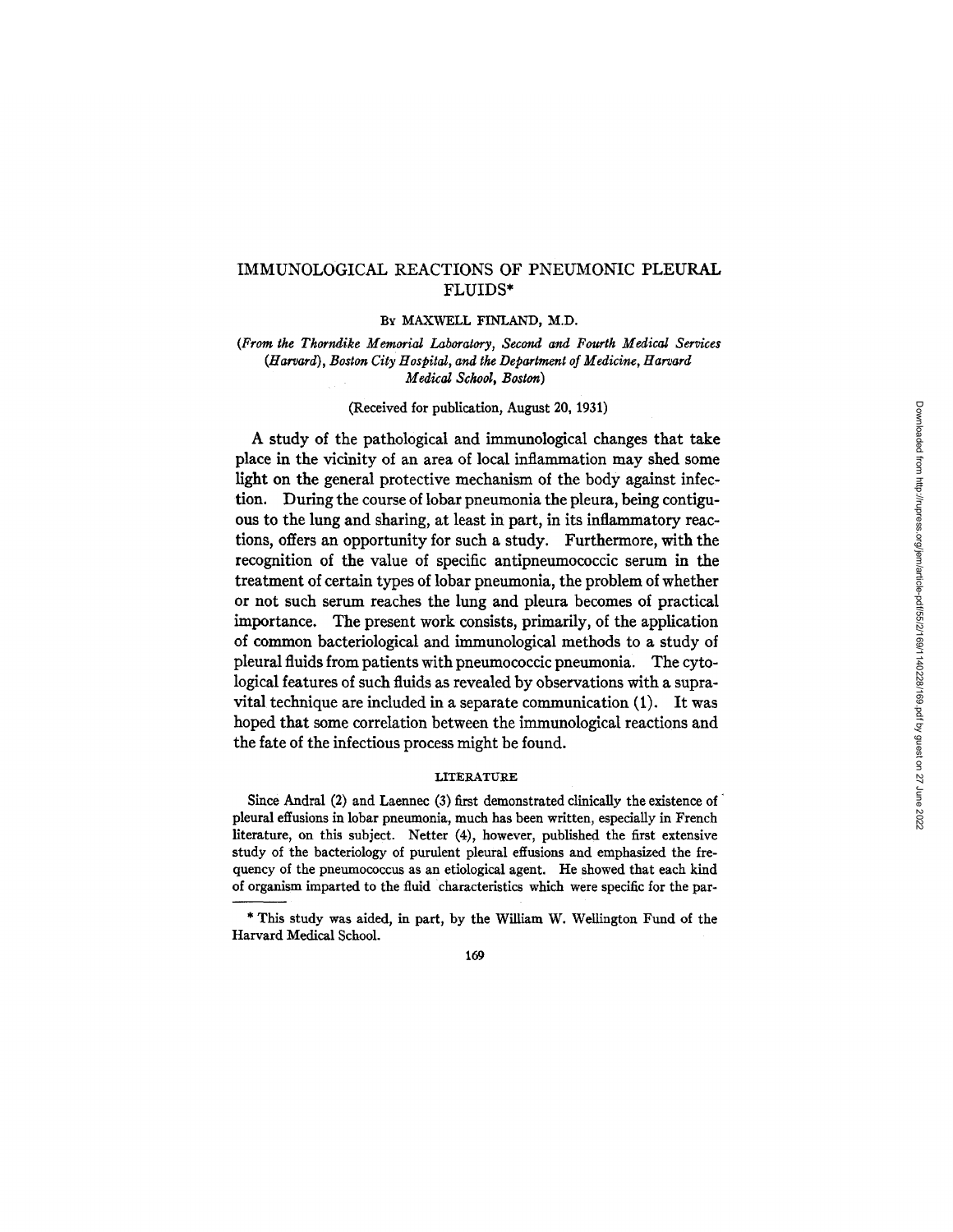# IMMUNOLOGICAL REACTIONS OF PNEUMONIC PLEURAL FLUIDS*

By MAXWELL FINLAND, M.D.

*(From the Thorndike Memorial Laboratory, Second and Fourth Medical Services (Harvard), Boston City Hospital, and the Department of Medicine, Harvard Medical School, Boston)*

(Received for publication, August 20, 1931)

A study of the pathological and immunological changes that take place in the vicinity of an area of local inflammation may shed some light on the general protective mechanism of the body against infection. During the course of lobar pneumonia the pleura, being contiguous to the lung and sharing, at least in part, in its inflammatory reactions, offers an opportunity for such a study. Furthermore, with the recognition of the value of specific antipneumococcic serum in the treatment of certain types of lobar pneumonia, the problem of whether or not such serum reaches the lung and pleura becomes of practical importance. The present work consists, primarily, of the application of common bacteriological and immunological methods to a study of pleural fluids from patients with pneumococcic pneumonia. The cytological features of such fluids as revealed by observations with a supravital technique are included in a separate communication (1). It was hoped that some correlation between the immunological reactions and the fate of the infectious process might be found.

## LITERATURE

Since Andral (2) and Laennec (3) first demonstrated clinically the existence of pleural effusions in lobar pneumonia, much has been written, especially in French literature, on this subject. Netter (4), however, published the first extensive study of the bacteriology of purulent pleural effusions and emphasized the frequency of the pneumococcus as an etiological agent. He showed that each kind of organism imparted to the fluid characteristics which were specific for the par-

* This study was aided, in part, by the William W. Wellington Fund of the Harvard Medical School.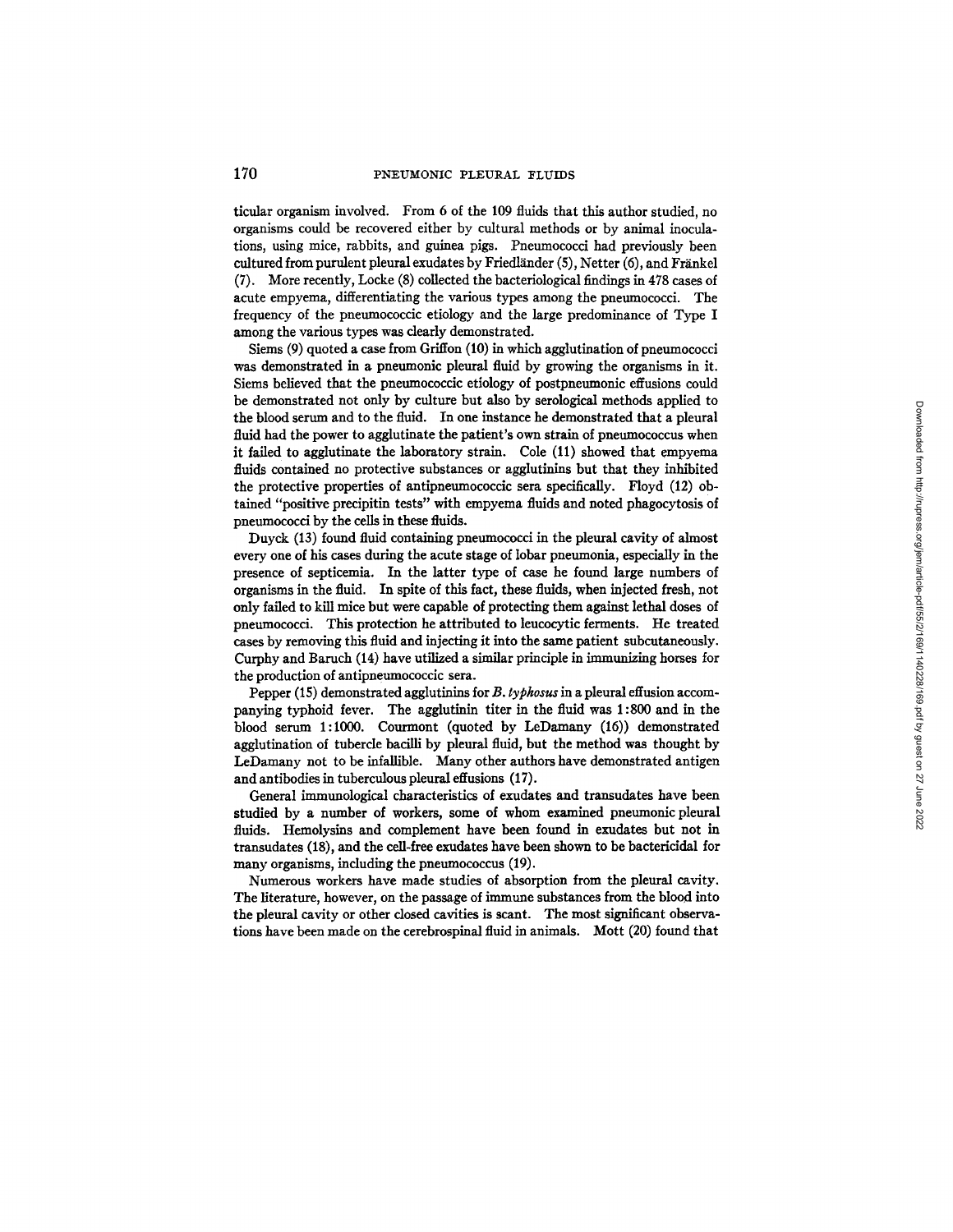ticular organism involved. From 6 of the 109 fluids that this author studied, no organisms could be recovered either by cultural methods or by animal inoculations, using mice, rabbits, and guinea pigs. Pneumococci had previously been cultured from purulent pleural exudates by Friedländer (5), Netter (6), and Fränkel (7). More recently, Locke (8) collected the bacteriological findings in 478 cases of acute empyema, differentiating the various types among the pneumococci. The frequency of the pneumococcic etiology and the large predominance of Type I among the various types was clearly demonstrated.

Siems (9) quoted a case from Griffon (10) in which agglutination of pneumococci was demonstrated in a pneumonic pleural fluid by growing the organisms in it. Siems believed that the pneumococcic etiology of postpneumonic effusions could be demonstrated not only by culture but also by serological methods applied to the blood serum and to the fluid. In one instance he demonstrated that a pleural fluid had the power to agglutinate the patient's own strain of pneumococcus when it failed to agglutinate the laboratory strain. Cole (11) showed that empyema fluids contained no protective substances or agglutinins but that they inhibited the protective properties of antipneumococcic sera specifically. Floyd (12) obtained "positive precipitin tests" with empyema fluids and noted phagocytosis of pneumococci by the cells in these fluids.

Duyck (13) found fluid containing pneumococci in the pleural cavity of almost every one of his cases during the acute stage of lobar pneumonia, especially in the presence of septicemia. In the latter type of case he found large numbers of organisms in the fluid. In spite of this fact, these fluids, when injected fresh, not only failed to kill mice but were capable of protecting them against lethal doses of pneumococci. This protection he attributed to leucocytic ferments. He treated cases by removing this fluid and injecting it into the same patient subcutaneously. Curphy and Baruch (14) have utilized a similar principle in immunizing horses for the production of antipneumococcic sera.

Pepper (15) demonstrated agglutinins for *B. typhosus* in a pleural effusion accompanying typhoid fever. The agglutinin titer in the fluid was 1:800 and in the blood serum 1:1000. Courmont (quoted by LeDamany (16)) demonstrated agglutination of tubercle bacilli by pleural fluid, but the method was thought by LeDamany not to be infallible. Many other authors have demonstrated antigen and antibodies in tuberculous pleural effusions (17).

General immunological characteristics of exudates and transudates have been studied by a number of workers, some of whom examined pneumonic pleural fluids. Hemolysins and complement have been found in exudates but not in transudates (18), and the cell-free exudates have been shown to be bactericidal for many organisms, including the pneumococcus (19).

Numerous workers have made studies of absorption from the pleural cavity. The literature, however, on the passage of immune substances from the blood into the pleural cavity or other closed cavities is scant. The most significant observations have been made on the cerebrospinal fluid in animals. Mott (20) found that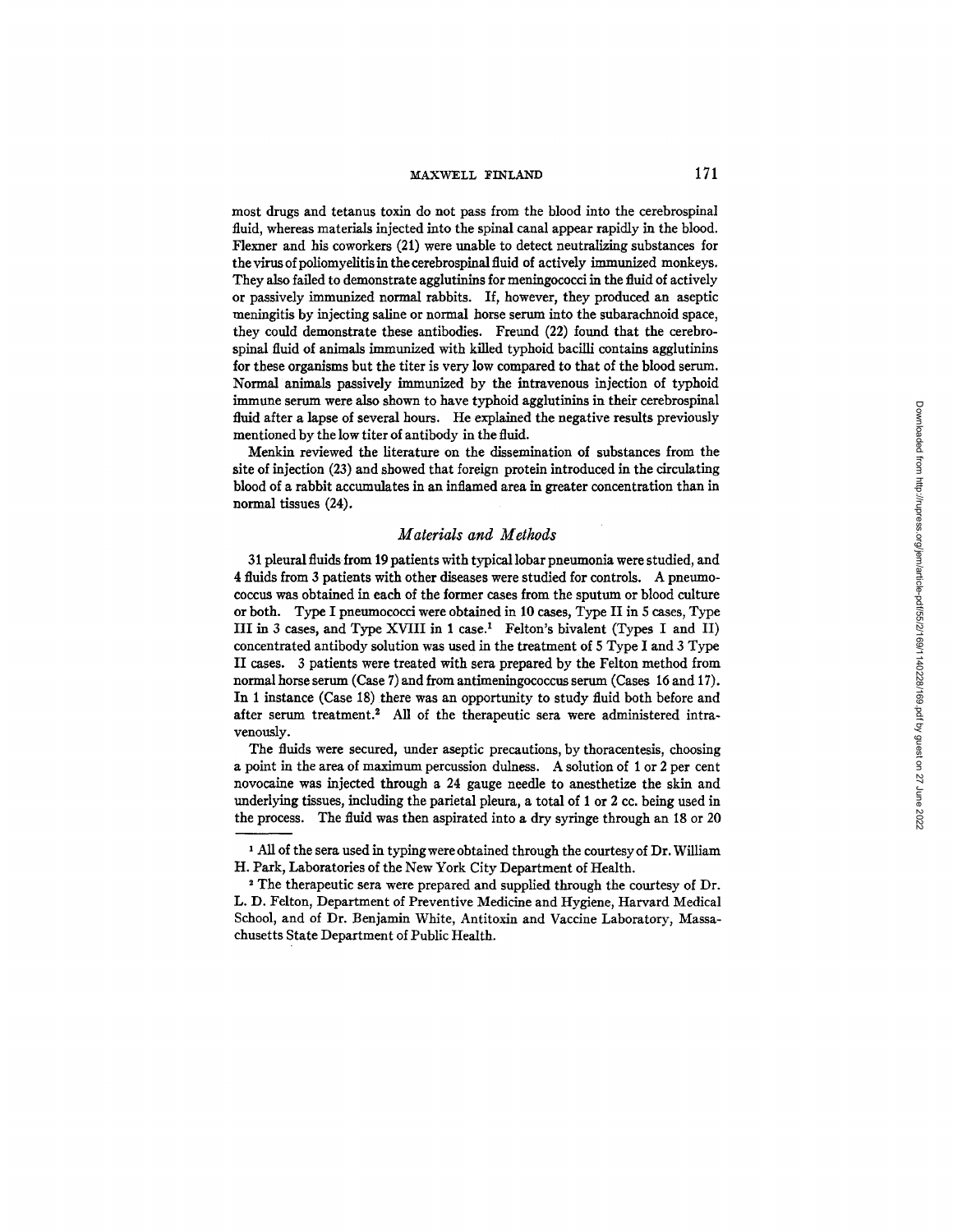most drugs and tetanus toxin do not pass from the blood into the cerebrospinal fluid, whereas materials injected into the spinal canal appear rapidly in the blood. Flexner and his coworkers (21) were unable to detect neutralizing substances for the virus of poliomyelitis in the cerebrospinal fluid of actively immunized monkeys. They also failed to demonstrate agglutinins for meningococci in the fluid of actively or passively immunized normal rabbits. If, however, they produced an aseptic meningitis by injecting saline or normal horse serum into the subarachnoid space, they could demonstrate these antibodies. Freund (22) found that the cerebrospinal fluid of animals immunized with killed typhoid bacilli contains agglutinins for these organisms but the titer is very low compared to that of the blood serum. Normal animals passively immunized by the intravenous injection of typhoid immune serum were also shown to have typhoid agglutinins in their cerebrospinal fluid after a lapse of several hours. He explained the negative results previously mentioned by the low titer of antibody in the fluid.

Menkin reviewed the literature on the dissemination of substances from the site of injection (23) and showed that foreign protein introduced in the circulating blood of a rabbit accumulates in an inflamed area in greater concentration than in normal tissues (24).

## *Materials and Methods*

31 pleural fluids from 19 patients with typical lobar pneumonia were studied, and 4 fluids from 3 patients with other diseases were studied for controls. A pneumococcus was obtained in each of the former cases from the sputum or blood culture or both. Type I pneumococci were obtained in 10 cases, Type II in 5 cases, Type III in 3 cases, and Type XVIII in 1 case.[1] Felton's bivalent (Types I and II) concentrated antibody solution was used in the treatment of 5 Type I and 3 Type II cases. 3 patients were treated with sera prepared by the Felton method from normal horse serum (Case 7) and from antimeningococcus serum (Cases 16 and 17). In 1 instance (Case 18) there was an opportunity to study fluid both before and after serum treatment.[2] All of the therapeutic sera were administered intravenously.

The fluids were secured, under aseptic precautions, by thoracentesis, choosing a point in the area of maximum percussion dulness. A solution of 1 or 2 per cent novocaine was injected through a 24 gauge needle to anesthetize the skin and underlying tissues, including the parietal pleura, a total of 1 or 2 cc. being used in the process. The fluid was then aspirated into a dry syringe through an 18 or 20

[1] All of the sera used in typing were obtained through the courtesy of Dr. William H. Park, Laboratories of the New York City Department of Health.

[2] The therapeutic sera were prepared and supplied through the courtesy of Dr. L. D. Felton, Department of Preventive Medicine and Hygiene, Harvard Medical School, and of Dr. Benjamin White, Antitoxin and Vaccine Laboratory, Massachusetts State Department of Public Health.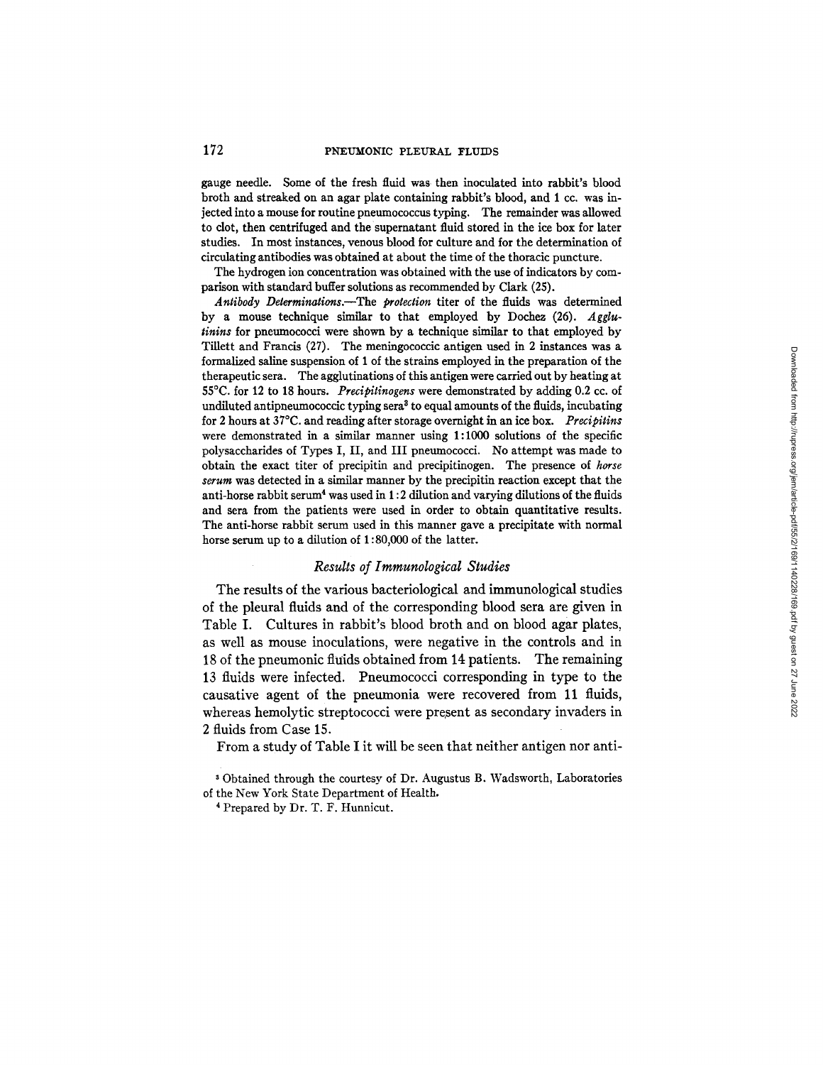gauge needle. Some of the fresh fluid was then inoculated into rabbit's blood broth and streaked on an agar plate containing rabbit's blood, and 1 cc. was injected into a mouse for routine pneumococcus typing. The remainder was allowed to clot, then centrifuged and the supernatant fluid stored in the ice box for later studies. In most instances, venous blood for culture and for the determination of circulating antibodies was obtained at about the time of the thoracic puncture.

The hydrogen ion concentration was obtained with the use of indicators by comparison with standard buffer solutions as recommended by Clark (25).

*Antibody Determinations.*—The *protection* titer of the fluids was determined by a mouse technique similar to that employed by Dochez (26). *Agglutinins* for pneumococci were shown by a technique similar to that employed by Tillett and Francis (27). The meningococcic antigen used in 2 instances was a formalized saline suspension of 1 of the strains employed in the preparation of the therapeutic sera. The agglutinations of this antigen were carried out by heating at 55°C. for 12 to 18 hours. *Precipitinogens* were demonstrated by adding 0.2 cc. of undiluted antipneumococcic typing sera[3] to equal amounts of the fluids, incubating for 2 hours at 37°C. and reading after storage overnight in an ice box. *Precipitins* were demonstrated in a similar manner using 1:1000 solutions of the specific polysaccharides of Types I, II, and III pneumococci. No attempt was made to obtain the exact titer of precipitin and precipitinogen. The presence of *horse serum* was detected in a similar manner by the precipitin reaction except that the anti-horse rabbit serum[4] was used in 1:2 dilution and varying dilutions of the fluids and sera from the patients were used in order to obtain quantitative results. The anti-horse rabbit serum used in this manner gave a precipitate with normal horse serum up to a dilution of 1:80,000 of the latter.

### *Results of Immunological Studies*

The results of the various bacteriological and immunological studies of the pleural fluids and of the corresponding blood sera are given in Table I. Cultures in rabbit's blood broth and on blood agar plates, as well as mouse inoculations, were negative in the controls and in 18 of the pneumonic fluids obtained from 14 patients. The remaining 13 fluids were infected. Pneumococci corresponding in type to the causative agent of the pneumonia were recovered from 11 fluids, whereas hemolytic streptococci were present as secondary invaders in 2 fluids from Case 15.

From a study of Table I it will be seen that neither antigen nor anti-

[3] Obtained through the courtesy of Dr. Augustus B. Wadsworth, Laboratories of the New York State Department of Health.

[4] Prepared by Dr. T. F. Hunnicut.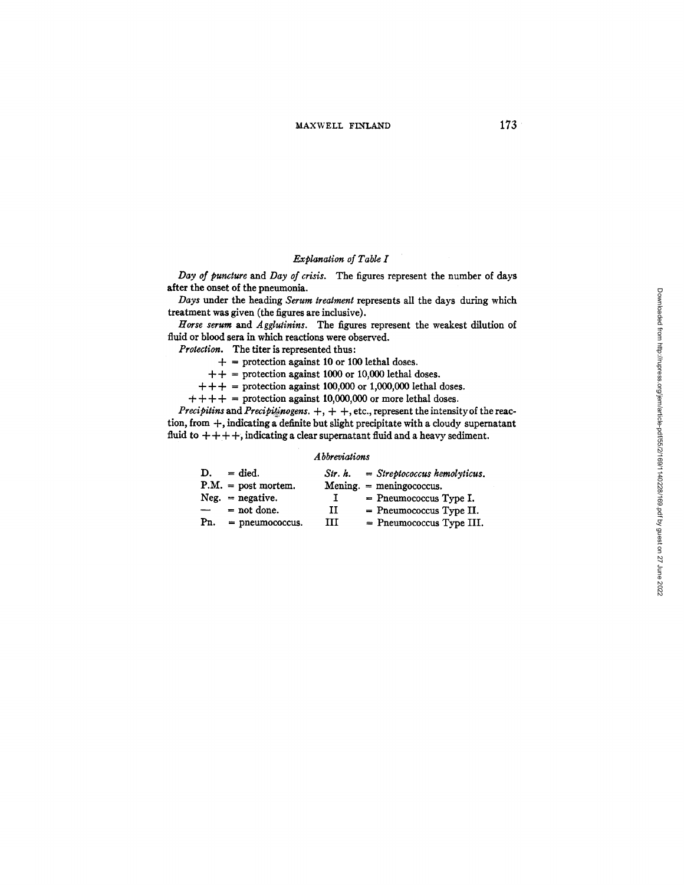### *Explanation of Table I*

*Day of puncture* and *Day of crisis*. The figures represent the number of days after the onset of the pneumonia.

*Days* under the heading *Serum treatment* represents all the days during which treatment was given (the figures are inclusive).

*Horse serum* and *Agglutinins*. The figures represent the weakest dilution of fluid or blood sera in which reactions were observed.

*Protection*. The titer is represented thus:

+ = protection against 10 or 100 lethal doses.

++ = protection against 1000 or 10,000 lethal doses.

+++ = protection against 100,000 or 1,000,000 lethal doses.

++++ = protection against 10,000,000 or more lethal doses.

*Precipitins* and *Precipitinogens*. +, + +, etc., represent the intensity of the reaction, from +, indicating a definite but slight precipitate with a cloudy supernatant fluid to ++++, indicating a clear supernatant fluid and a heavy sediment.

#### *Abbreviations*

| | | | |
|---|---|---|---|
| D. | = died. | *Str. h.* | = *Streptococcus hemolyticus.* |
| P.M. | = post mortem. | Mening. | = meningococcus. |
| Neg. | = negative. | I | = Pneumococcus Type I. |
| — | = not done. | II | = Pneumococcus Type II. |
| Pn. | = pneumococcus. | III | = Pneumococcus Type III. |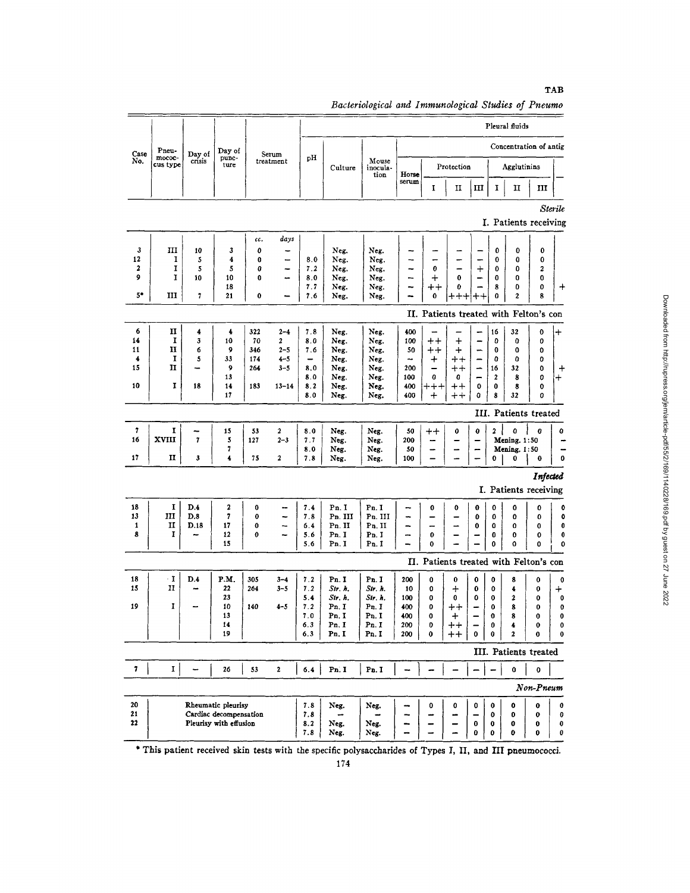TAB

*Bacteriological and Immunological Studies of Pneumo*

| Case No. | Pneumococcus type | Day of crisis | Day of puncture | Serum treatment | | pH | Culture | Mouse inoculation | Horse serum | Protection I | Protection II | Protection III | Agglutinins I | Agglutinins II | Agglutinins III | |
|---|---|---|---|---|---|---|---|---|---|---|---|---|---|---|---|---|
| | | | | | | | | | **Pleural fluids** — Concentration of antig | | | | | | | |
| | | | | | | | | | | | | | | | | |
| | | | | *Sterile* — I. Patients receiving | | | | | | | | | | | | |
| | | | | cc. | days | | | | | | | | | | | |
| 3 | III | 10 | 3 | 0 | – | | Neg. | Neg. | – | – | – | – | 0 | 0 | 0 | |
| 12 | I | 5 | 4 | 0 | – | 8.0 | Neg. | Neg. | – | – | – | – | 0 | 0 | 0 | |
| 2 | I | 5 | 5 | 0 | – | 7.2 | Neg. | Neg. | – | 0 | – | + | 0 | 0 | 2 | |
| 9 | I | 10 | 10 | 0 | – | 8.0 | Neg. | Neg. | – | + | 0 | – | 0 | 0 | 0 | |
| | | | 18 | | | 7.7 | Neg. | Neg. | – | ++ | 0 | – | 8 | 0 | 0 | + |
| 5* | III | 7 | 21 | 0 | – | 7.6 | Neg. | Neg. | – | 0 | +++ | ++ | 0 | 2 | 8 | |
| | | | | II. Patients treated with Felton's con | | | | | | | | | | | | |
| 6 | II | 4 | 4 | 322 | 2–4 | 7.8 | Neg. | Neg. | 400 | – | – | – | 16 | 32 | 0 | + |
| 14 | I | 3 | 10 | 70 | 2 | 8.0 | Neg. | Neg. | 100 | ++ | + | – | 0 | 0 | 0 | |
| 11 | II | 6 | 9 | 346 | 2–5 | 7.6 | Neg. | Neg. | 50 | ++ | + | – | 0 | 0 | 0 | |
| 4 | I | 5 | 33 | 174 | 4–5 | – | Neg. | Neg. | – | + | ++ | – | 0 | 0 | 0 | |
| 15 | II | – | 9 | 264 | 3–5 | 8.0 | Neg. | Neg. | 200 | – | ++ | – | 16 | 32 | 0 | + |
| | | | 13 | | | 8.0 | Neg. | Neg. | 100 | 0 | 0 | – | 2 | 8 | 0 | + |
| 10 | I | 18 | 14 | 183 | 13–14 | 8.2 | Neg. | Neg. | 400 | +++ | ++ | 0 | 0 | 8 | 0 | |
| | | | 17 | | | 8.0 | Neg. | Neg. | 400 | + | ++ | 0 | 8 | 32 | 0 | |
| | | | | III. Patients treated | | | | | | | | | | | | |
| 7 | I | – | 15 | 53 | 2 | 8.0 | Neg. | Neg. | 50 | ++ | 0 | 0 | 2 | 0 | 0 | 0 |
| 16 | XVIII | 7 | 5 | 127 | 2–3 | 7.7 | Neg. | Neg. | 200 | – | – | – | Mening. 1:50 | | | – |
| | | | 7 | | | 8.0 | Neg. | Neg. | 50 | – | – | – | Mening. 1:50 | | | – |
| 17 | II | 3 | 4 | 75 | 2 | 7.8 | Neg. | Neg. | 100 | – | – | – | 0 | 0 | 0 | 0 |
| | | | | *Infected* — I. Patients receiving | | | | | | | | | | | | |
| 18 | I | D.4 | 2 | 0 | – | 7.4 | Pn. I | Pn. I | – | 0 | 0 | 0 | 0 | 0 | 0 | 0 |
| 13 | III | D.8 | 7 | 0 | – | 7.8 | Pn. III | Pn. III | – | – | – | 0 | 0 | 0 | 0 | 0 |
| 1 | II | D.18 | 17 | 0 | – | 6.4 | Pn. II | Pn. II | – | – | – | 0 | 0 | 0 | 0 | 0 |
| 8 | I | – | 12 | 0 | – | 5.6 | Pn. I | Pn. I | – | 0 | – | – | 0 | 0 | 0 | 0 |
| | | | 15 | | | 5.6 | Pn. I | Pn. I | – | 0 | – | – | 0 | 0 | 0 | 0 |
| | | | | II. Patients treated with Felton's con | | | | | | | | | | | | |
| 18 | I | D.4 | P.M. | 305 | 3–4 | 7.2 | Pn. I | Pn. I | 200 | 0 | 0 | 0 | 0 | 8 | 0 | 0 |
| 15 | II | – | 22 | 264 | 3–5 | 7.2 | Str. h. | Str. h. | 10 | 0 | + | 0 | 0 | 4 | 0 | + |
| | | | 23 | | | 5.4 | Str. h. | Str. h. | 100 | 0 | 0 | 0 | 0 | 2 | 0 | 0 |
| 19 | I | – | 10 | 140 | 4–5 | 7.2 | Pn. I | Pn. I | 400 | 0 | ++ | – | 0 | 8 | 0 | 0 |
| | | | 13 | | | 7.0 | Pn. I | Pn. I | 400 | 0 | + | – | 0 | 8 | 0 | 0 |
| | | | 14 | | | 6.3 | Pn. I | Pn. I | 200 | 0 | ++ | – | 0 | 4 | 0 | 0 |
| | | | 19 | | | 6.3 | Pn. I | Pn. I | 200 | 0 | ++ | 0 | 0 | 2 | 0 | 0 |
| | | | | III. Patients treated | | | | | | | | | | | | |
| 7 | I | – | 26 | 53 | 2 | 6.4 | Pn. I | Pn. I | – | – | – | – | – | 0 | 0 | |
| | | | | *Non-Pneum* | | | | | | | | | | | | |
| 20 | Rheumatic pleurisy | | | | | 7.8 | Neg. | Neg. | – | 0 | 0 | 0 | 0 | 0 | 0 | 0 |
| 21 | Cardiac decompensation | | | | | 7.8 | – | – | – | – | – | – | 0 | 0 | 0 | 0 |
| 22 | Pleurisy with effusion | | | | | 8.2 | Neg. | Neg. | – | – | – | 0 | 0 | 0 | 0 | 0 |
| | | | | | | 7.8 | Neg. | Neg. | – | – | – | 0 | 0 | 0 | 0 | 0 |

* This patient received skin tests with the specific polysaccharides of Types I, II, and III pneumococci.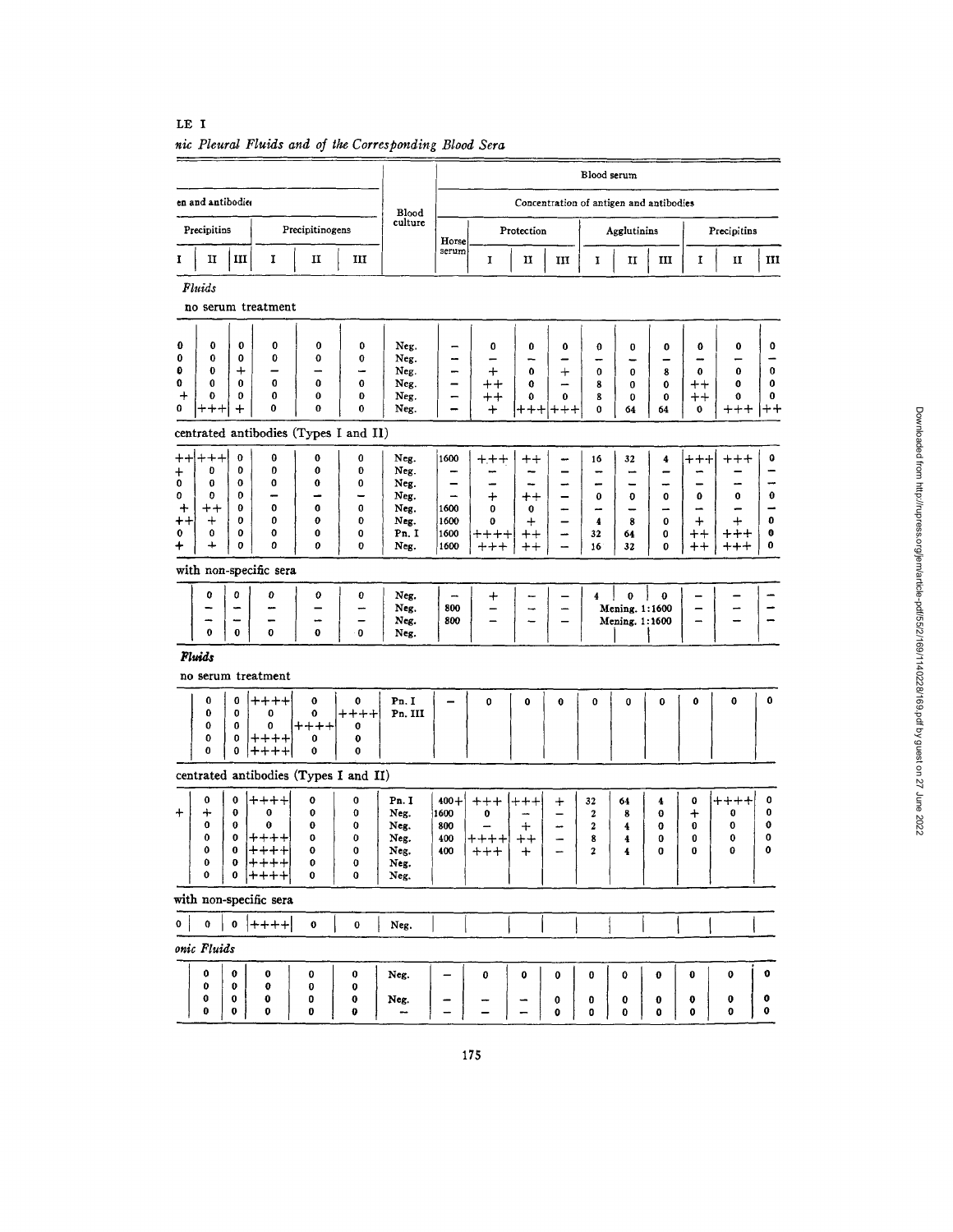LE I

*nic Pleural Fluids and of the Corresponding Blood Sera*

| en and antibodies | | | | | | Blood culture | Blood serum | | | | | | | | | |
|---|---|---|---|---|---|---|---|---|---|---|---|---|---|---|---|---|
| | | | | | | | Concentration of antigen and antibodies | | | | | | | | | |
| Precipitins | | | Precipitinogens | | | | Horse serum | Protection | | | Agglutinins | | | Precipitins | | |
| I | II | III | I | II | III | | | I | II | III | I | II | III | I | II | III |
| *Fluids* | | | | | | | | | | | | | | | | |
| no serum treatment | | | | | | | | | | | | | | | | |
| 0 | 0 | 0 | 0 | 0 | 0 | Neg. | – | 0 | 0 | 0 | 0 | 0 | 0 | 0 | 0 | 0 |
| 0 | 0 | 0 | 0 | 0 | 0 | Neg. | – | – | – | – | – | – | – | – | – | – |
| 0 | 0 | + | – | – | – | Neg. | – | + | 0 | + | 0 | 0 | 8 | 0 | 0 | 0 |
| 0 | 0 | 0 | 0 | 0 | 0 | Neg. | – | ++ | 0 | – | 8 | 0 | 0 | ++ | 0 | 0 |
| + | 0 | 0 | 0 | 0 | 0 | Neg. | – | ++ | 0 | 0 | 8 | 0 | 0 | ++ | 0 | 0 |
| 0 | +++ | + | 0 | 0 | 0 | Neg. | – | + | +++ | +++ | 0 | 64 | 64 | 0 | +++ | ++ |
| centrated antibodies (Types I and II) | | | | | | | | | | | | | | | | |
| ++ | +++ | 0 | 0 | 0 | 0 | Neg. | 1600 | +++ | ++ | – | 16 | 32 | 4 | +++ | +++ | 0 |
| + | 0 | 0 | 0 | 0 | 0 | Neg. | – | – | – | – | – | – | – | – | – | – |
| 0 | 0 | 0 | 0 | 0 | 0 | Neg. | – | – | – | – | – | – | – | – | – | – |
| 0 | 0 | 0 | – | – | – | Neg. | – | + | ++ | – | 0 | 0 | 0 | 0 | 0 | 0 |
| + | ++ | 0 | 0 | 0 | 0 | Neg. | 1600 | 0 | 0 | – | – | – | – | – | – | – |
| ++ | + | 0 | 0 | 0 | 0 | Neg. | 1600 | 0 | + | – | 4 | 8 | 0 | + | + | 0 |
| 0 | 0 | 0 | 0 | 0 | 0 | Pn. I | 1600 | ++++ | ++ | – | 32 | 64 | 0 | ++ | +++ | 0 |
| + | + | 0 | 0 | 0 | 0 | Neg. | 1600 | +++ | ++ | – | 16 | 32 | 0 | ++ | +++ | 0 |
| with non-specific sera | | | | | | | | | | | | | | | | |
| | 0 | 0 | 0 | 0 | 0 | Neg. | – | + | – | – | 4 | 0 | 0 | – | – | – |
| | – | – | – | – | – | Neg. | 800 | – | – | – | Mening. 1:1600 | | | – | – | – |
| | – | – | – | – | – | Neg. | 800 | – | – | – | Mening. 1:1600 | | | – | – | – |
| | 0 | 0 | 0 | 0 | 0 | Neg. | | | | | | | | | | |
| *Fluids* | | | | | | | | | | | | | | | | |
| no serum treatment | | | | | | | | | | | | | | | | |
| | 0 | 0 | ++++ | 0 | 0 | Pn. I | – | 0 | 0 | 0 | 0 | 0 | 0 | 0 | 0 | 0 |
| | 0 | 0 | 0 | 0 | ++++ | Pn. III | | | | | | | | | | |
| | 0 | 0 | 0 | ++++ | 0 | | | | | | | | | | | |
| | 0 | 0 | ++++ | 0 | 0 | | | | | | | | | | | |
| | 0 | 0 | ++++ | 0 | 0 | | | | | | | | | | | |
| centrated antibodies (Types I and II) | | | | | | | | | | | | | | | | |
| | 0 | 0 | ++++ | 0 | 0 | Pn. I | 400+ | +++ | +++ | + | 32 | 64 | 4 | 0 | ++++ | 0 |
| + | + | 0 | 0 | 0 | 0 | Neg. | 1600 | 0 | – | – | 2 | 8 | 0 | + | 0 | 0 |
| | 0 | 0 | 0 | 0 | 0 | Neg. | 800 | – | + | – | 2 | 4 | 0 | 0 | 0 | 0 |
| | 0 | 0 | ++++ | 0 | 0 | Neg. | 400 | ++++ | ++ | – | 8 | 4 | 0 | 0 | 0 | 0 |
| | 0 | 0 | ++++ | 0 | 0 | Neg. | 400 | +++ | + | – | 2 | 4 | 0 | 0 | 0 | 0 |
| | 0 | 0 | ++++ | 0 | 0 | Neg. | | | | | | | | | | |
| | 0 | 0 | ++++ | 0 | 0 | Neg. | | | | | | | | | | |
| with non-specific sera | | | | | | | | | | | | | | | | |
| 0 | 0 | 0 | ++++ | 0 | 0 | Neg. | | | | | | | | | | |
| *onic Fluids* | | | | | | | | | | | | | | | | |
| | 0 | 0 | 0 | 0 | 0 | Neg. | – | 0 | 0 | 0 | 0 | 0 | 0 | 0 | 0 | 0 |
| | 0 | 0 | 0 | 0 | 0 | | | | | | | | | | | |
| | 0 | 0 | 0 | 0 | 0 | Neg. | – | – | – | 0 | 0 | 0 | 0 | 0 | 0 | 0 |
| | 0 | 0 | 0 | 0 | 0 | – | – | – | – | 0 | 0 | 0 | 0 | 0 | 0 | 0 |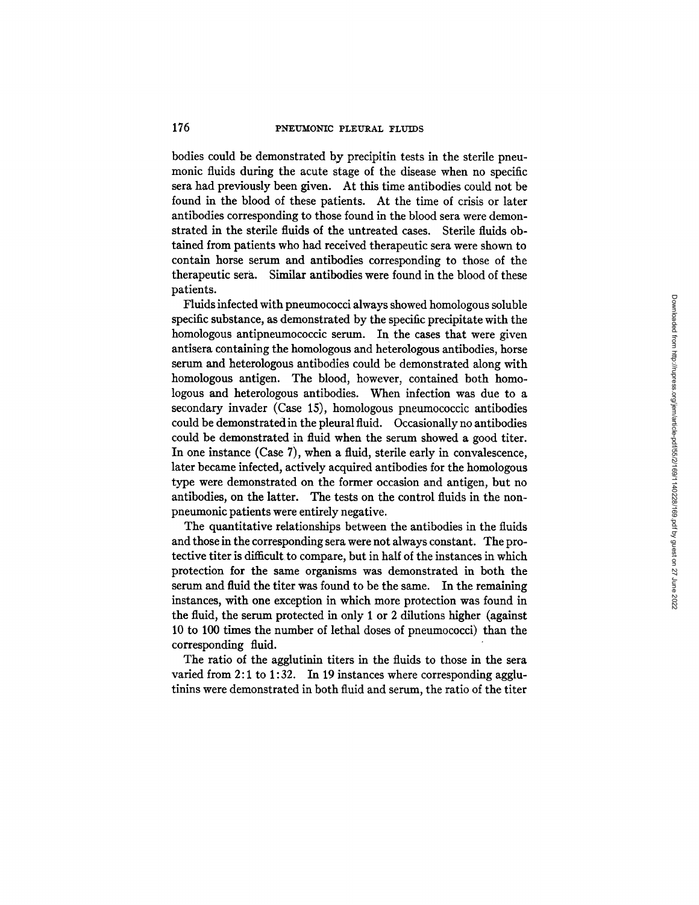bodies could be demonstrated by precipitin tests in the sterile pneumonic fluids during the acute stage of the disease when no specific sera had previously been given. At this time antibodies could not be found in the blood of these patients. At the time of crisis or later antibodies corresponding to those found in the blood sera were demonstrated in the sterile fluids of the untreated cases. Sterile fluids obtained from patients who had received therapeutic sera were shown to contain horse serum and antibodies corresponding to those of the therapeutic sera. Similar antibodies were found in the blood of these patients.

Fluids infected with pneumococci always showed homologous soluble specific substance, as demonstrated by the specific precipitate with the homologous antipneumococcic serum. In the cases that were given antisera containing the homologous and heterologous antibodies, horse serum and heterologous antibodies could be demonstrated along with homologous antigen. The blood, however, contained both homologous and heterologous antibodies. When infection was due to a secondary invader (Case 15), homologous pneumococcic antibodies could be demonstrated in the pleural fluid. Occasionally no antibodies could be demonstrated in fluid when the serum showed a good titer. In one instance (Case 7), when a fluid, sterile early in convalescence, later became infected, actively acquired antibodies for the homologous type were demonstrated on the former occasion and antigen, but no antibodies, on the latter. The tests on the control fluids in the non-pneumonic patients were entirely negative.

The quantitative relationships between the antibodies in the fluids and those in the corresponding sera were not always constant. The protective titer is difficult to compare, but in half of the instances in which protection for the same organisms was demonstrated in both the serum and fluid the titer was found to be the same. In the remaining instances, with one exception in which more protection was found in the fluid, the serum protected in only 1 or 2 dilutions higher (against 10 to 100 times the number of lethal doses of pneumococci) than the corresponding fluid.

The ratio of the agglutinin titers in the fluids to those in the sera varied from 2:1 to 1:32. In 19 instances where corresponding agglutinins were demonstrated in both fluid and serum, the ratio of the titer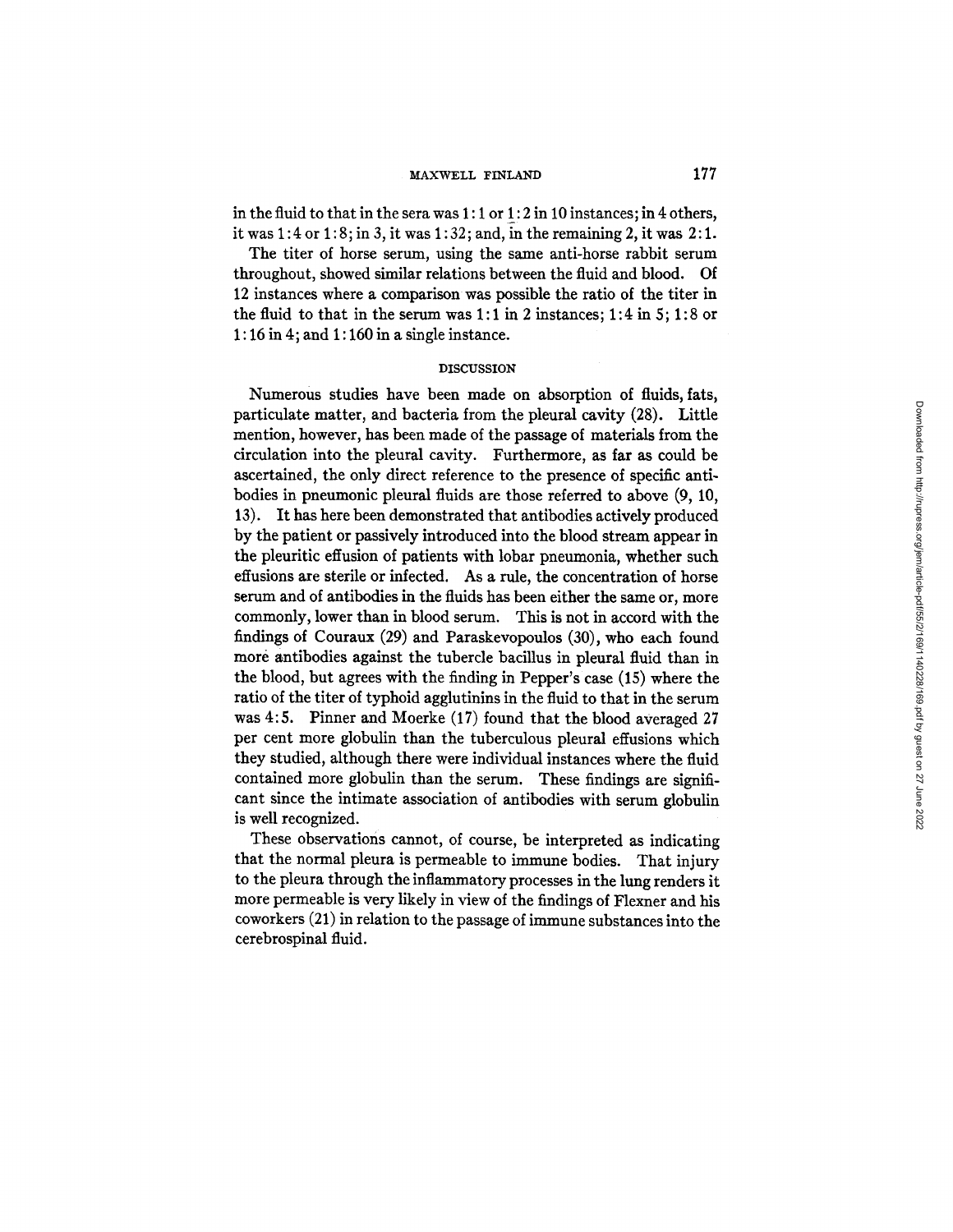in the fluid to that in the sera was 1:1 or 1:2 in 10 instances; in 4 others, it was 1:4 or 1:8; in 3, it was 1:32; and, in the remaining 2, it was 2:1.

The titer of horse serum, using the same anti-horse rabbit serum throughout, showed similar relations between the fluid and blood. Of 12 instances where a comparison was possible the ratio of the titer in the fluid to that in the serum was 1:1 in 2 instances; 1:4 in 5; 1:8 or 1:16 in 4; and 1:160 in a single instance.

## DISCUSSION

Numerous studies have been made on absorption of fluids, fats, particulate matter, and bacteria from the pleural cavity (28). Little mention, however, has been made of the passage of materials from the circulation into the pleural cavity. Furthermore, as far as could be ascertained, the only direct reference to the presence of specific antibodies in pneumonic pleural fluids are those referred to above (9, 10, 13). It has here been demonstrated that antibodies actively produced by the patient or passively introduced into the blood stream appear in the pleuritic effusion of patients with lobar pneumonia, whether such effusions are sterile or infected. As a rule, the concentration of horse serum and of antibodies in the fluids has been either the same or, more commonly, lower than in blood serum. This is not in accord with the findings of Couraux (29) and Paraskevopoulos (30), who each found more antibodies against the tubercle bacillus in pleural fluid than in the blood, but agrees with the finding in Pepper's case (15) where the ratio of the titer of typhoid agglutinins in the fluid to that in the serum was 4:5. Pinner and Moerke (17) found that the blood averaged 27 per cent more globulin than the tuberculous pleural effusions which they studied, although there were individual instances where the fluid contained more globulin than the serum. These findings are significant since the intimate association of antibodies with serum globulin is well recognized.

These observations cannot, of course, be interpreted as indicating that the normal pleura is permeable to immune bodies. That injury to the pleura through the inflammatory processes in the lung renders it more permeable is very likely in view of the findings of Flexner and his coworkers (21) in relation to the passage of immune substances into the cerebrospinal fluid.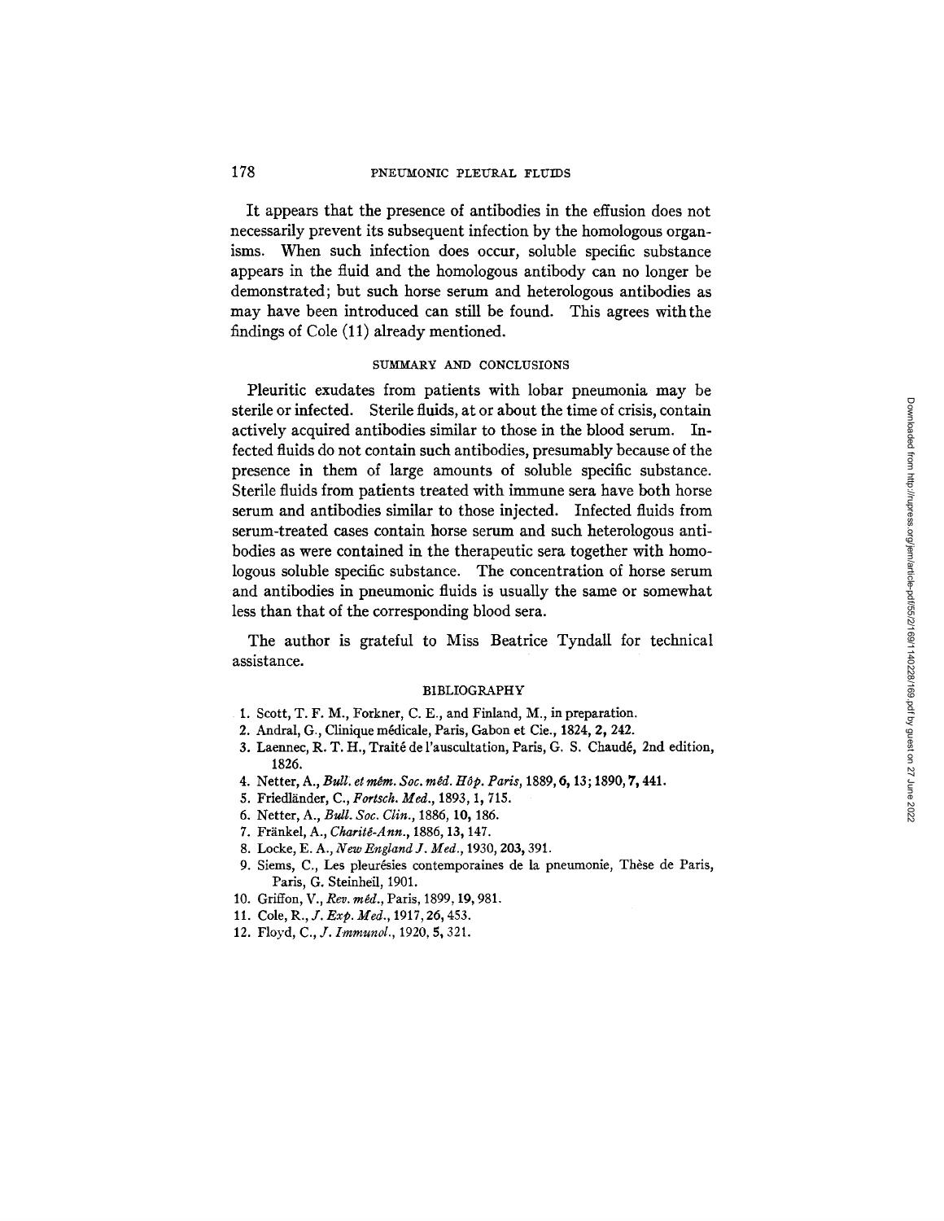It appears that the presence of antibodies in the effusion does not necessarily prevent its subsequent infection by the homologous organisms. When such infection does occur, soluble specific substance appears in the fluid and the homologous antibody can no longer be demonstrated; but such horse serum and heterologous antibodies as may have been introduced can still be found. This agrees with the findings of Cole (11) already mentioned.

## SUMMARY AND CONCLUSIONS

Pleuritic exudates from patients with lobar pneumonia may be sterile or infected. Sterile fluids, at or about the time of crisis, contain actively acquired antibodies similar to those in the blood serum. Infected fluids do not contain such antibodies, presumably because of the presence in them of large amounts of soluble specific substance. Sterile fluids from patients treated with immune sera have both horse serum and antibodies similar to those injected. Infected fluids from serum-treated cases contain horse serum and such heterologous antibodies as were contained in the therapeutic sera together with homologous soluble specific substance. The concentration of horse serum and antibodies in pneumonic fluids is usually the same or somewhat less than that of the corresponding blood sera.

The author is grateful to Miss Beatrice Tyndall for technical assistance.

## BIBLIOGRAPHY

1. Scott, T. F. M., Forkner, C. E., and Finland, M., in preparation.
2. Andral, G., Clinique médicale, Paris, Gabon et Cie., 1824, **2**, 242.
3. Laennec, R. T. H., Traité de l'auscultation, Paris, G. S. Chaudé, 2nd edition, 1826.
4. Netter, A., *Bull. et mém. Soc. méd. Hôp. Paris*, 1889, **6**, 13; 1890, **7**, 441.
5. Friedländer, C., *Fortsch. Med.*, 1893, **1**, 715.
6. Netter, A., *Bull. Soc. Clin.*, 1886, **10**, 186.
7. Fränkel, A., *Charité-Ann.*, 1886, **13**, 147.
8. Locke, E. A., *New England J. Med.*, 1930, **203**, 391.
9. Siems, C., Les pleurésies contemporaines de la pneumonie, Thèse de Paris, Paris, G. Steinheil, 1901.
10. Griffon, V., *Rev. méd.*, Paris, 1899, **19**, 981.
11. Cole, R., *J. Exp. Med.*, 1917, **26**, 453.
12. Floyd, C., *J. Immunol.*, 1920, **5**, 321.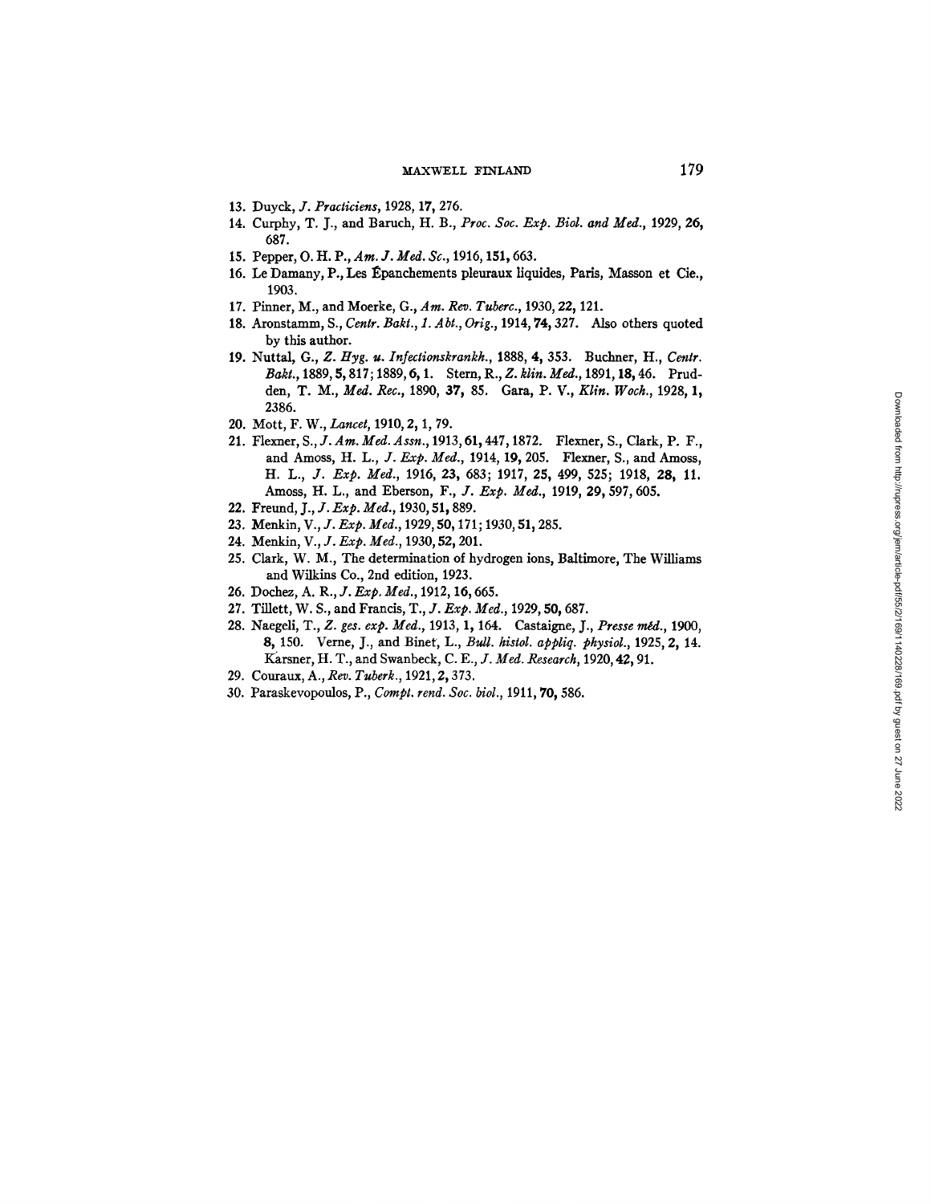13. Duyck, *J. Practiciens*, 1928, **17**, 276.
14. Curphy, T. J., and Baruch, H. B., *Proc. Soc. Exp. Biol. and Med.*, 1929, **26**, 687.
15. Pepper, O. H. P., *Am. J. Med. Sc.*, 1916, **151**, 663.
16. Le Damany, P., Les Épanchements pleuraux liquides, Paris, Masson et Cie., 1903.
17. Pinner, M., and Moerke, G., *Am. Rev. Tuberc.*, 1930, **22**, 121.
18. Aronstamm, S., *Centr. Bakt., 1. Abt., Orig.*, 1914, **74**, 327. Also others quoted by this author.
19. Nuttal, G., *Z. Hyg. u. Infectionskrankh.*, 1888, **4**, 353. Buchner, H., *Centr. Bakt.*, 1889, **5**, 817; 1889, **6**, 1. Stern, R., *Z. klin. Med.*, 1891, **18**, 46. Prudden, T. M., *Med. Rec.*, 1890, **37**, 85. Gara, P. V., *Klin. Woch.*, 1928, **1**, 2386.
20. Mott, F. W., *Lancet*, 1910, **2**, 1, 79.
21. Flexner, S., *J. Am. Med. Assn.*, 1913, **61**, 447, 1872. Flexner, S., Clark, P. F., and Amoss, H. L., *J. Exp. Med.*, 1914, **19**, 205. Flexner, S., and Amoss, H. L., *J. Exp. Med.*, 1916, **23**, 683; 1917, **25**, 499, 525; 1918, **28**, 11. Amoss, H. L., and Eberson, F., *J. Exp. Med.*, 1919, **29**, 597, 605.
22. Freund, J., *J. Exp. Med.*, 1930, **51**, 889.
23. Menkin, V., *J. Exp. Med.*, 1929, **50**, 171; 1930, **51**, 285.
24. Menkin, V., *J. Exp. Med.*, 1930, **52**, 201.
25. Clark, W. M., The determination of hydrogen ions, Baltimore, The Williams and Wilkins Co., 2nd edition, 1923.
26. Dochez, A. R., *J. Exp. Med.*, 1912, **16**, 665.
27. Tillett, W. S., and Francis, T., *J. Exp. Med.*, 1929, **50**, 687.
28. Naegeli, T., *Z. ges. exp. Med.*, 1913, **1**, 164. Castaigne, J., *Presse méd.*, 1900, **8**, 150. Verne, J., and Binet, L., *Bull. histol. appliq. physiol.*, 1925, **2**, 14. Karsner, H. T., and Swanbeck, C. E., *J. Med. Research*, 1920, **42**, 91.
29. Couraux, A., *Rev. Tuberk.*, 1921, **2**, 373.
30. Paraskevopoulos, P., *Compt. rend. Soc. biol.*, 1911, **70**, 586.